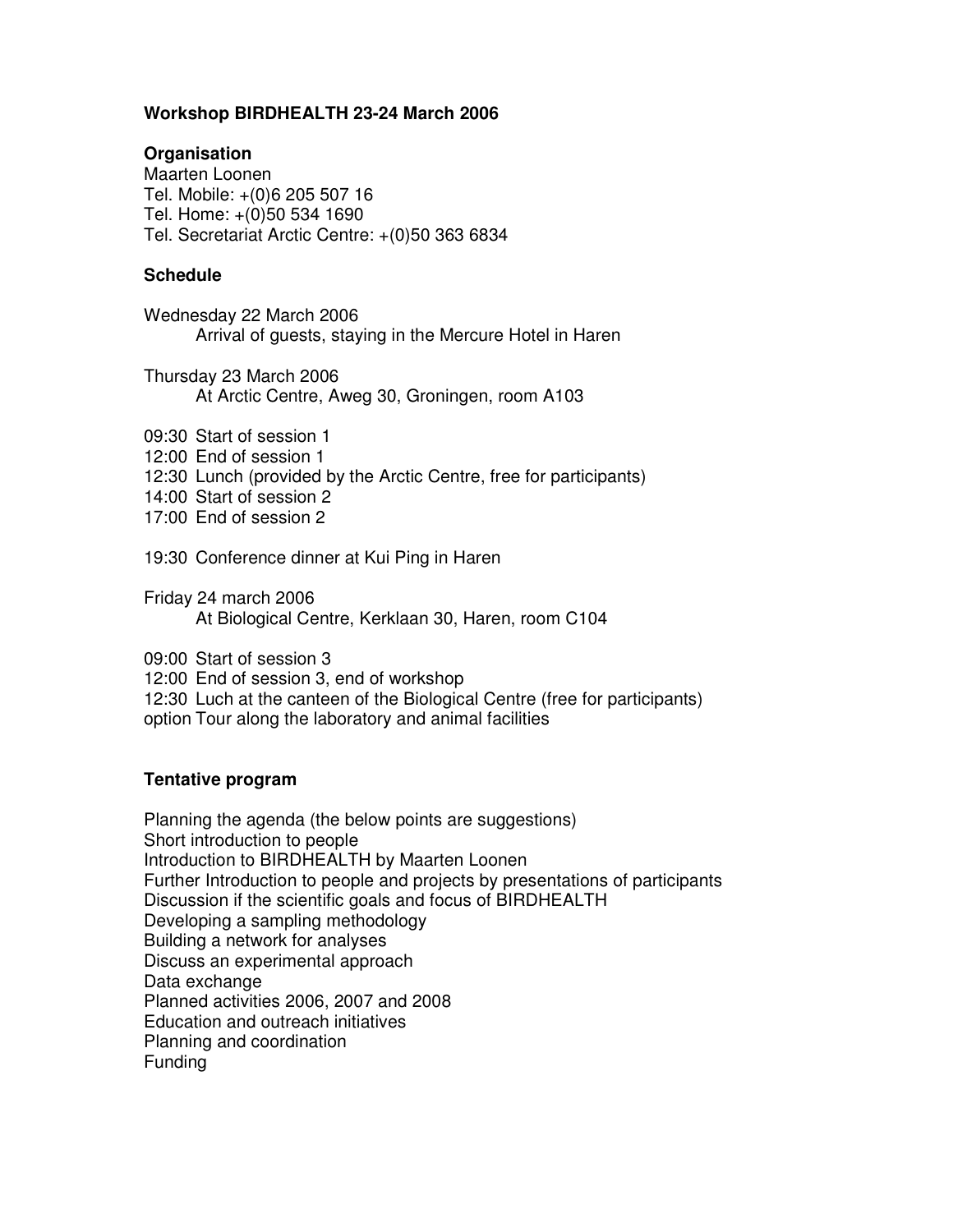# Workshop BIRDHEALTH 23-24 March 2006

## Organisation

Maarten Loonen
Tel. Mobile: +(0)6 205 507 16
Tel. Home: +(0)50 534 1690
Tel. Secretariat Arctic Centre: +(0)50 363 6834

## Schedule

Wednesday 22 March 2006
Arrival of guests, staying in the Mercure Hotel in Haren

Thursday 23 March 2006
At Arctic Centre, Aweg 30, Groningen, room A103

09:30 Start of session 1
12:00 End of session 1
12:30 Lunch (provided by the Arctic Centre, free for participants)
14:00 Start of session 2
17:00 End of session 2

19:30 Conference dinner at Kui Ping in Haren

Friday 24 march 2006
At Biological Centre, Kerklaan 30, Haren, room C104

09:00 Start of session 3
12:00 End of session 3, end of workshop
12:30 Luch at the canteen of the Biological Centre (free for participants)
option Tour along the laboratory and animal facilities

## Tentative program

Planning the agenda (the below points are suggestions)
Short introduction to people
Introduction to BIRDHEALTH by Maarten Loonen
Further Introduction to people and projects by presentations of participants
Discussion if the scientific goals and focus of BIRDHEALTH
Developing a sampling methodology
Building a network for analyses
Discuss an experimental approach
Data exchange
Planned activities 2006, 2007 and 2008
Education and outreach initiatives
Planning and coordination
Funding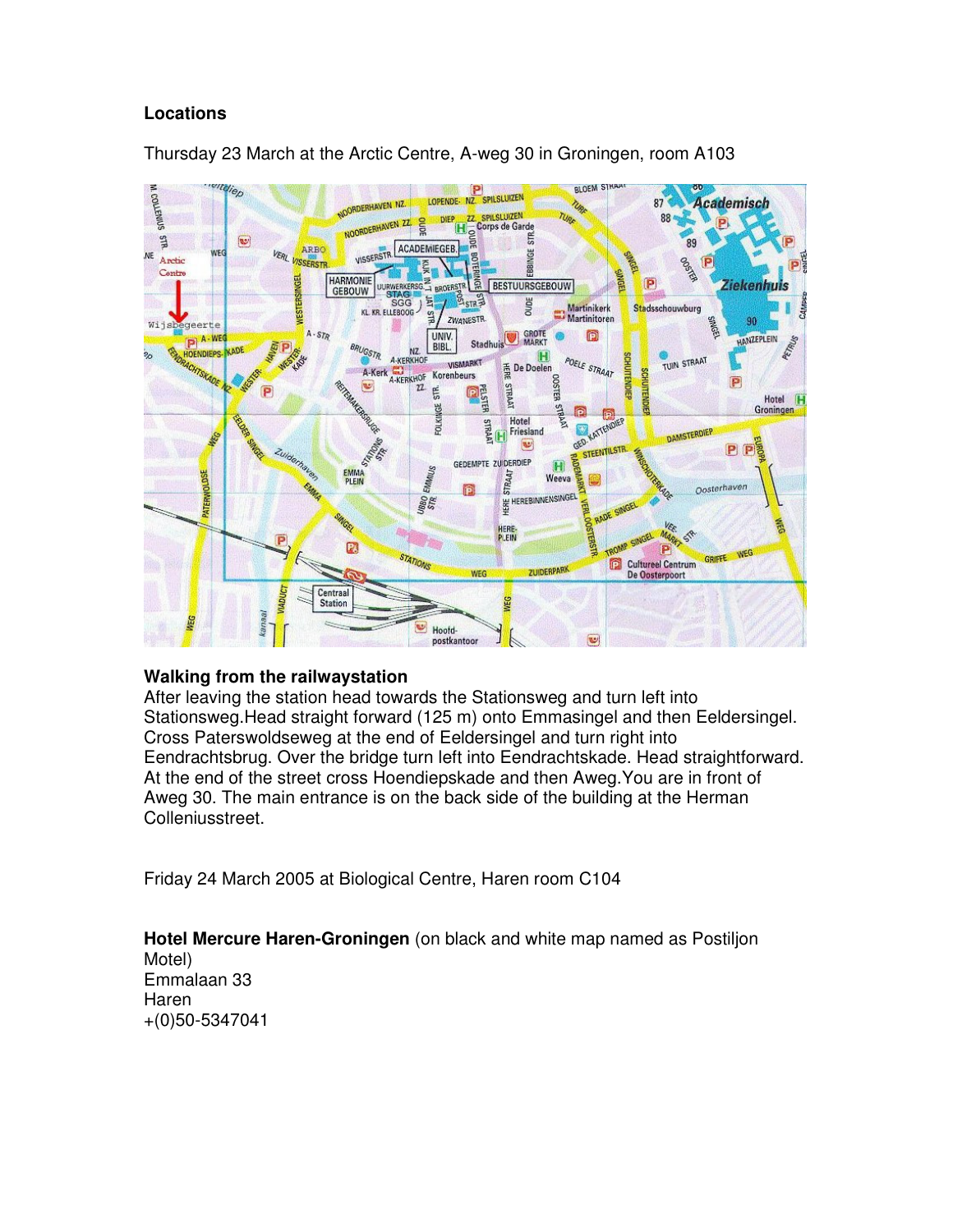## Locations

Thursday 23 March at the Arctic Centre, A-weg 30 in Groningen, room A103

### Walking from the railwaystation

After leaving the station head towards the Stationsweg and turn left into Stationsweg.Head straight forward (125 m) onto Emmasingel and then Eeldersingel. Cross Paterswoldseweg at the end of Eeldersingel and turn right into Eendrachtsbrug. Over the bridge turn left into Eendrachtskade. Head straightforward. At the end of the street cross Hoendiepskade and then Aweg.You are in front of Aweg 30. The main entrance is on the back side of the building at the Herman Colleniusstreet.

Friday 24 March 2005 at Biological Centre, Haren room C104

**Hotel Mercure Haren-Groningen** (on black and white map named as Postiljon Motel)
Emmalaan 33
Haren
+(0)50-5347041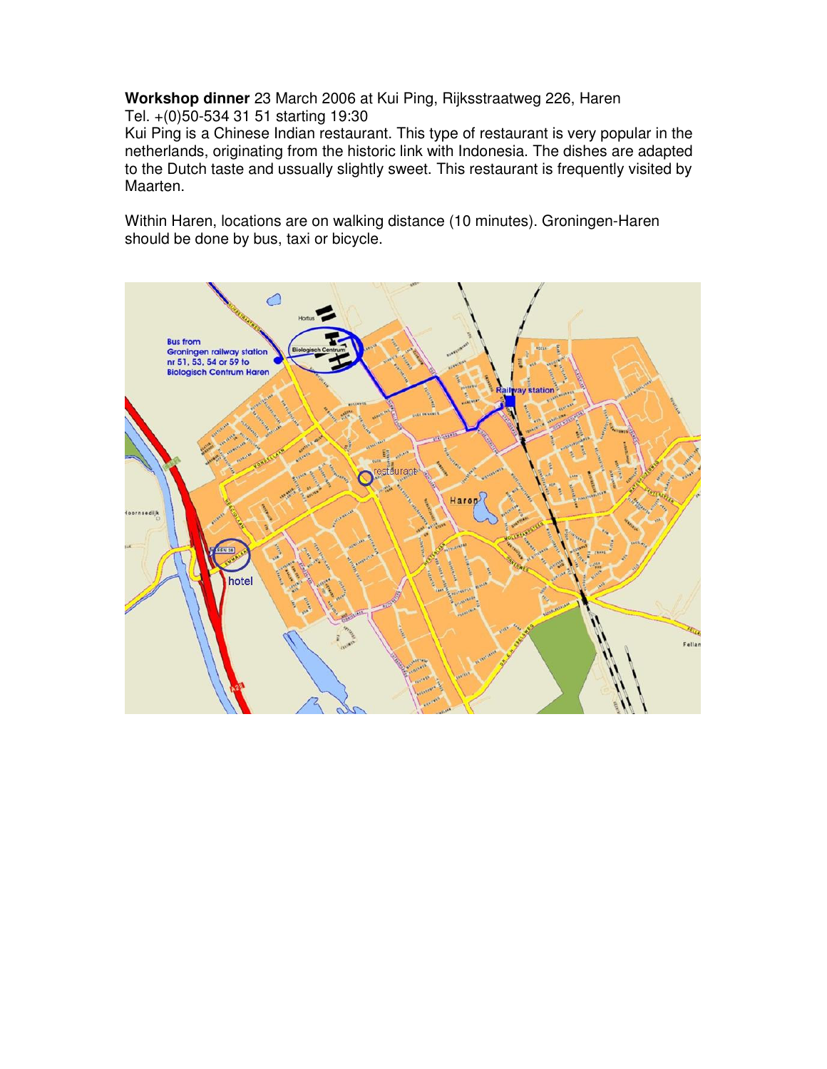**Workshop dinner** 23 March 2006 at Kui Ping, Rijksstraatweg 226, Haren
Tel. +(0)50-534 31 51 starting 19:30
Kui Ping is a Chinese Indian restaurant. This type of restaurant is very popular in the netherlands, originating from the historic link with Indonesia. The dishes are adapted to the Dutch taste and ussually slightly sweet. This restaurant is frequently visited by Maarten.

Within Haren, locations are on walking distance (10 minutes). Groningen-Haren should be done by bus, taxi or bicycle.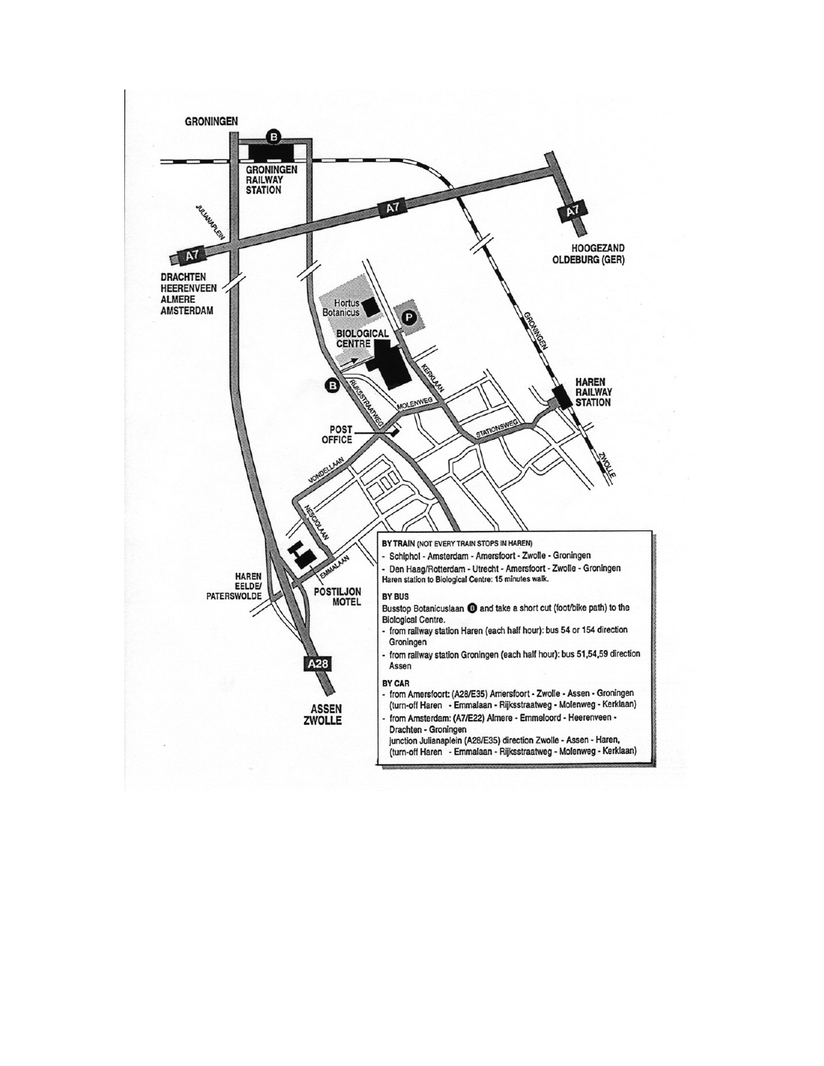GRONINGEN

GRONINGEN RAILWAY STATION

JULIANAPLEIN

A7

DRACHTEN
HEERENVEEN
ALMERE
AMSTERDAM

HOOGEZAND
OLDEBURG (GER)

Hortus Botanicus

BIOLOGICAL CENTRE

KERKLAAN

RIJKSSTRAATWEG

MOLENWEG

POST OFFICE

STATIONSWEG

HAREN RAILWAY STATION

GRONINGEN

ZWOLLE

VONDELLAAN

NESCIOLAAN

EMMALAAN

HAREN
EELDE/
PATERSWOLDE

POSTILJON MOTEL

A28

ASSEN
ZWOLLE

**BY TRAIN** (NOT EVERY TRAIN STOPS IN HAREN)

- Schiphol - Amsterdam - Amersfoort - Zwolle - Groningen
- Den Haag/Rotterdam - Utrecht - Amersfoort - Zwolle - Groningen

Haren station to Biological Centre: 15 minutes walk.

**BY BUS**

Busstop Botanicuslaan (B) and take a short cut (foot/bike path) to the Biological Centre.

- from railway station Haren (each half hour): bus 54 or 154 direction Groningen
- from railway station Groningen (each half hour): bus 51,54,59 direction Assen

**BY CAR**

- from Amersfoort: (A28/E35) Amersfoort - Zwolle - Assen - Groningen (turn-off Haren - Emmalaan - Rijksstraatweg - Molenweg - Kerklaan)
- from Amsterdam: (A7/E22) Almere - Emmeloord - Heerenveen - Drachten - Groningen
  junction Julianaplein (A28/E35) direction Zwolle - Assen - Haren, (turn-off Haren - Emmalaan - Rijksstraatweg - Molenweg - Kerklaan)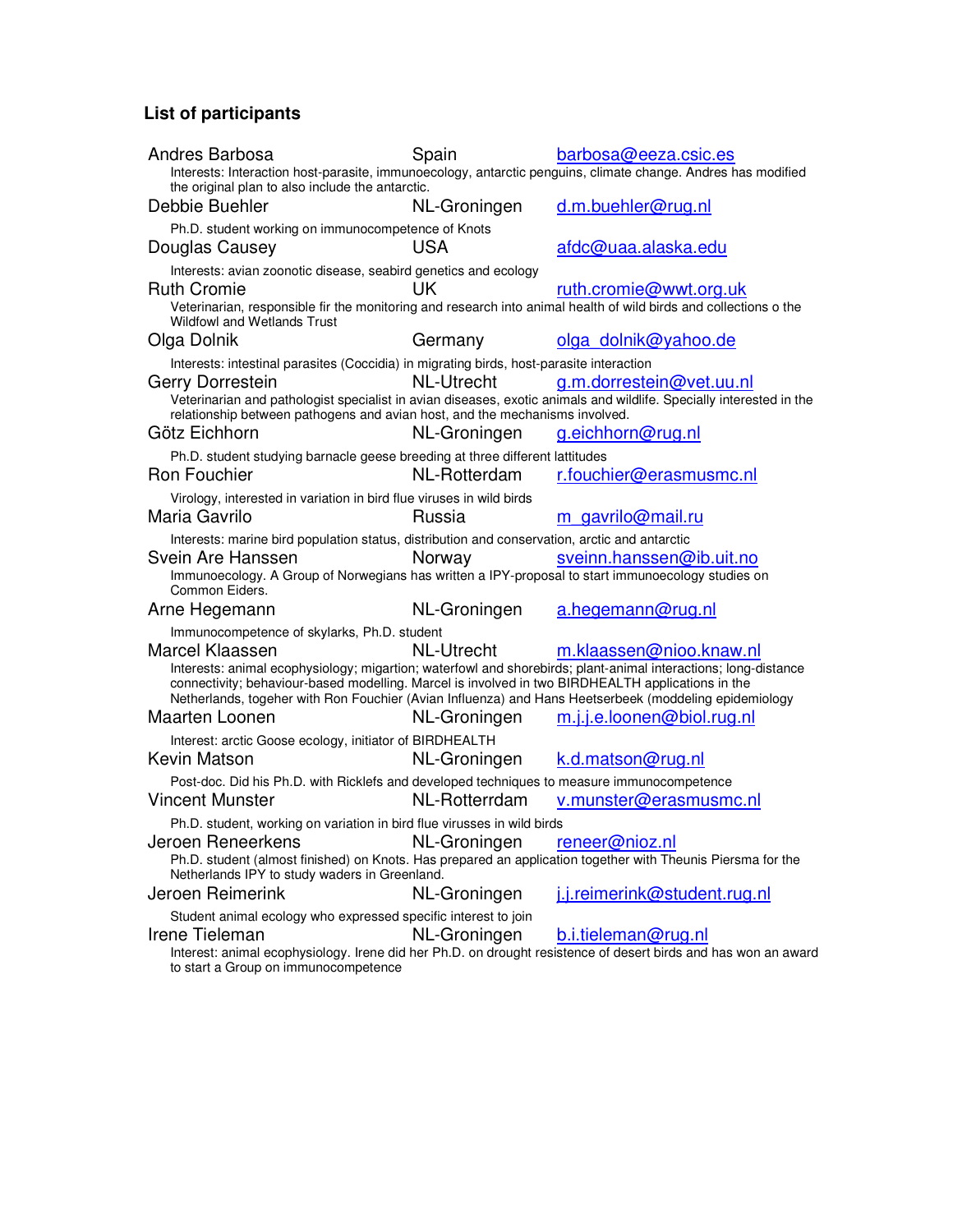### List of participants

Andres Barbosa — Spain — barbosa@eeza.csic.es

Interests: Interaction host-parasite, immunoecology, antarctic penguins, climate change. Andres has modified the original plan to also include the antarctic.

Debbie Buehler — NL-Groningen — d.m.buehler@rug.nl

Ph.D. student working on immunocompetence of Knots

Douglas Causey — USA — afdc@uaa.alaska.edu

Interests: avian zoonotic disease, seabird genetics and ecology

Ruth Cromie — UK — ruth.cromie@wwt.org.uk

Veterinarian, responsible fir the monitoring and research into animal health of wild birds and collections o the Wildfowl and Wetlands Trust

Olga Dolnik — Germany — olga_dolnik@yahoo.de

Interests: intestinal parasites (Coccidia) in migrating birds, host-parasite interaction

Gerry Dorrestein — NL-Utrecht — g.m.dorrestein@vet.uu.nl

Veterinarian and pathologist specialist in avian diseases, exotic animals and wildlife. Specially interested in the relationship between pathogens and avian host, and the mechanisms involved.

Götz Eichhorn — NL-Groningen — g.eichhorn@rug.nl

Ph.D. student studying barnacle geese breeding at three different lattitudes

Ron Fouchier — NL-Rotterdam — r.fouchier@erasmusmc.nl

Virology, interested in variation in bird flue viruses in wild birds

Maria Gavrilo — Russia — m_gavrilo@mail.ru

Interests: marine bird population status, distribution and conservation, arctic and antarctic

Svein Are Hanssen — Norway — sveinn.hanssen@ib.uit.no

Immunoecology. A Group of Norwegians has written a IPY-proposal to start immunoecology studies on Common Eiders.

Arne Hegemann — NL-Groningen — a.hegemann@rug.nl

Immunocompetence of skylarks, Ph.D. student

Marcel Klaassen — NL-Utrecht — m.klaassen@nioo.knaw.nl

Interests: animal ecophysiology; migartion; waterfowl and shorebirds; plant-animal interactions; long-distance connectivity; behaviour-based modelling. Marcel is involved in two BIRDHEALTH applications in the Netherlands, togeher with Ron Fouchier (Avian Influenza) and Hans Heetserbeek (moddeling epidemiology

Maarten Loonen — NL-Groningen — m.j.j.e.loonen@biol.rug.nl

Interest: arctic Goose ecology, initiator of BIRDHEALTH

Kevin Matson — NL-Groningen — k.d.matson@rug.nl

Post-doc. Did his Ph.D. with Ricklefs and developed techniques to measure immunocompetence

Vincent Munster — NL-Rotterrdam — v.munster@erasmusmc.nl

Ph.D. student, working on variation in bird flue virusses in wild birds

Jeroen Reneerkens — NL-Groningen — reneer@nioz.nl

Ph.D. student (almost finished) on Knots. Has prepared an application together with Theunis Piersma for the Netherlands IPY to study waders in Greenland.

Jeroen Reimerink — NL-Groningen — j.j.reimerink@student.rug.nl

Student animal ecology who expressed specific interest to join

Irene Tieleman — NL-Groningen — b.i.tieleman@rug.nl

Interest: animal ecophysiology. Irene did her Ph.D. on drought resistence of desert birds and has won an award to start a Group on immunocompetence